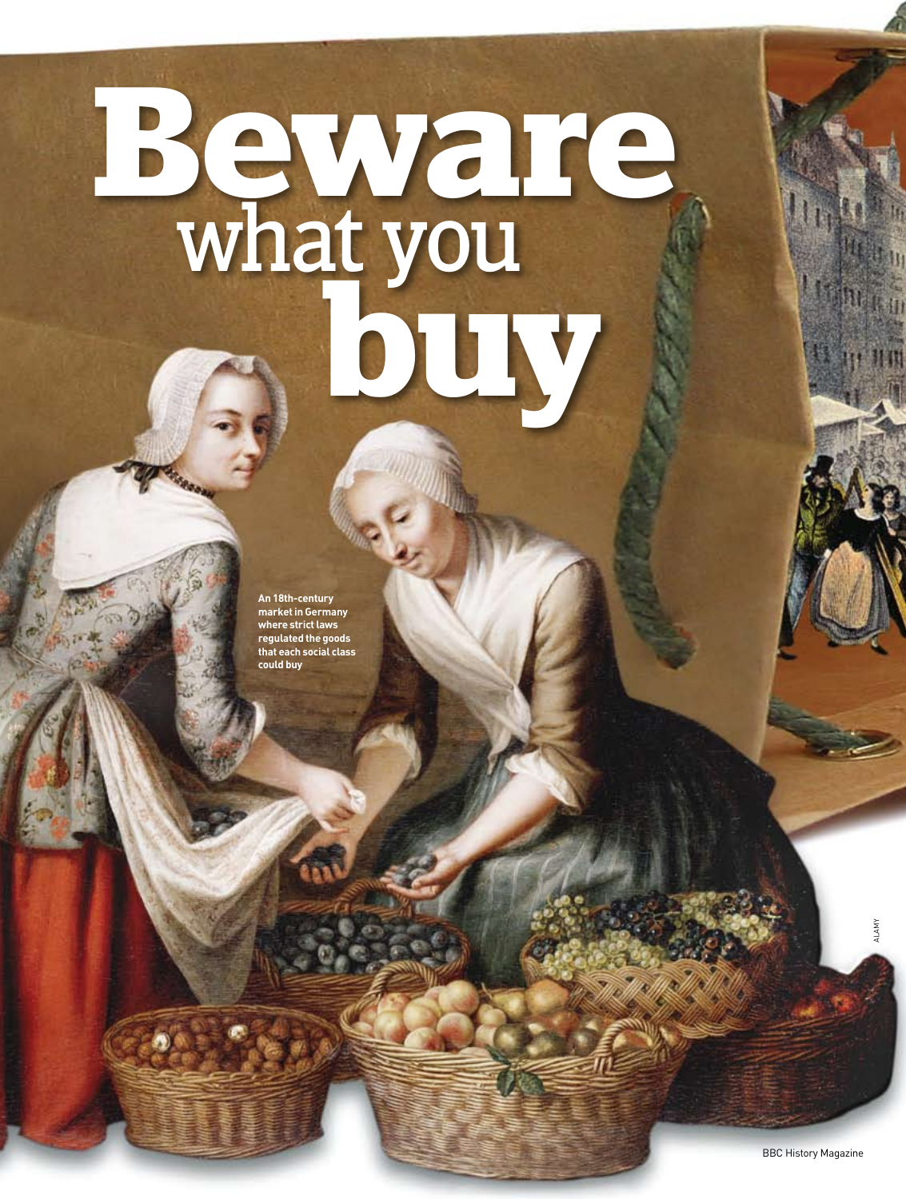# Beware what you buy

An 18th-century market in Germany where strict laws regulated the goods that each social class could buy

ALAMY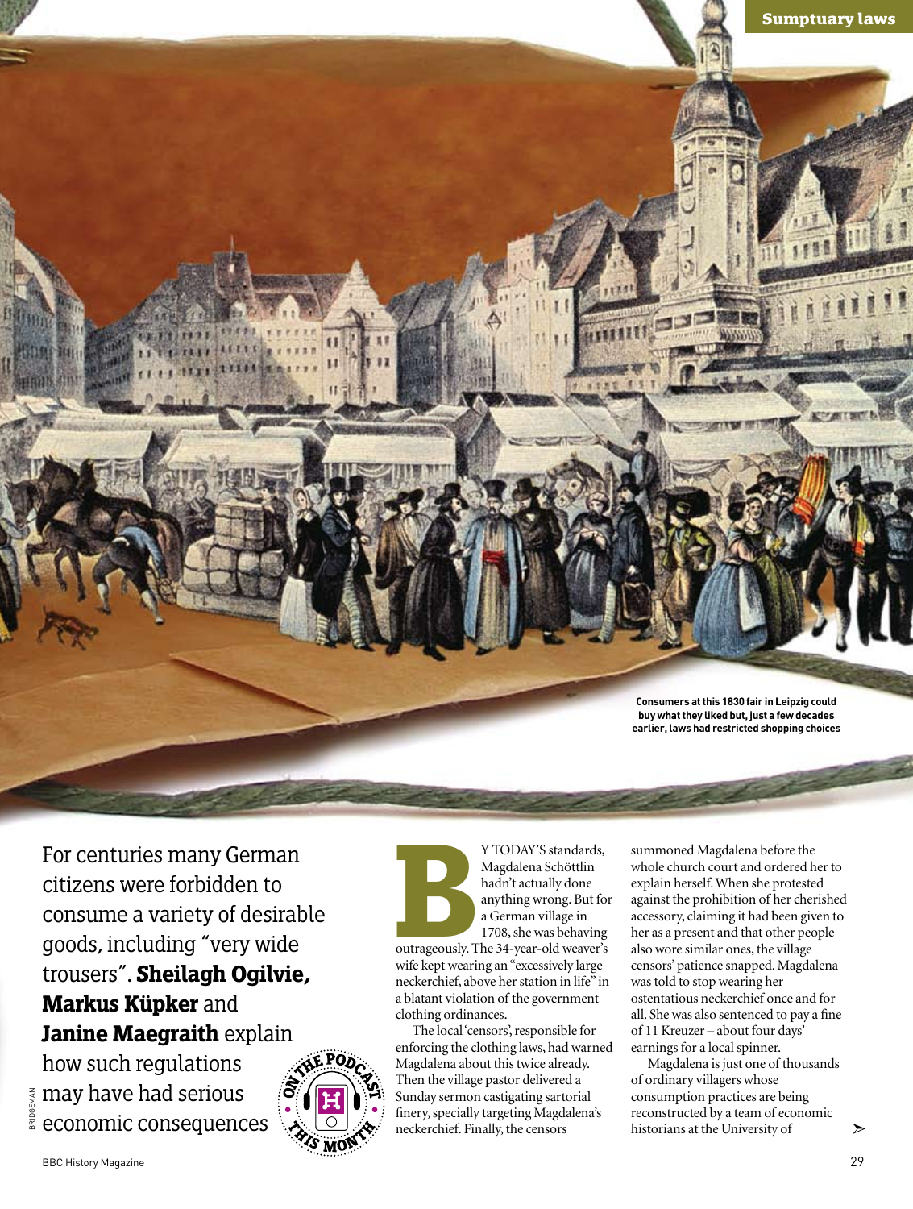Consumers at this 1830 fair in Leipzig could buy what they liked but, just a few decades earlier, laws had restricted shopping choices

For centuries many German citizens were forbidden to consume a variety of desirable goods, including "very wide trousers". **Sheilagh Ogilvie, Markus Küpker** and **Janine Maegraith** explain how such regulations may have had serious economic consequences

By TODAY'S standards, Magdalena Schöttlin hadn't actually done anything wrong. But for a German village in 1708, she was behaving outrageously. The 34-year-old weaver's wife kept wearing an "excessively large neckerchief, above her station in life" in a blatant violation of the government clothing ordinances.

The local 'censors', responsible for enforcing the clothing laws, had warned Magdalena about this twice already. Then the village pastor delivered a Sunday sermon castigating sartorial finery, specially targeting Magdalena's neckerchief. Finally, the censors summoned Magdalena before the whole church court and ordered her to explain herself. When she protested against the prohibition of her cherished accessory, claiming it had been given to her as a present and that other people also wore similar ones, the village censors' patience snapped. Magdalena was told to stop wearing her ostentatious neckerchief once and for all. She was also sentenced to pay a fine of 11 Kreuzer – about four days' earnings for a local spinner.

Magdalena is just one of thousands of ordinary villagers whose consumption practices are being reconstructed by a team of economic historians at the University of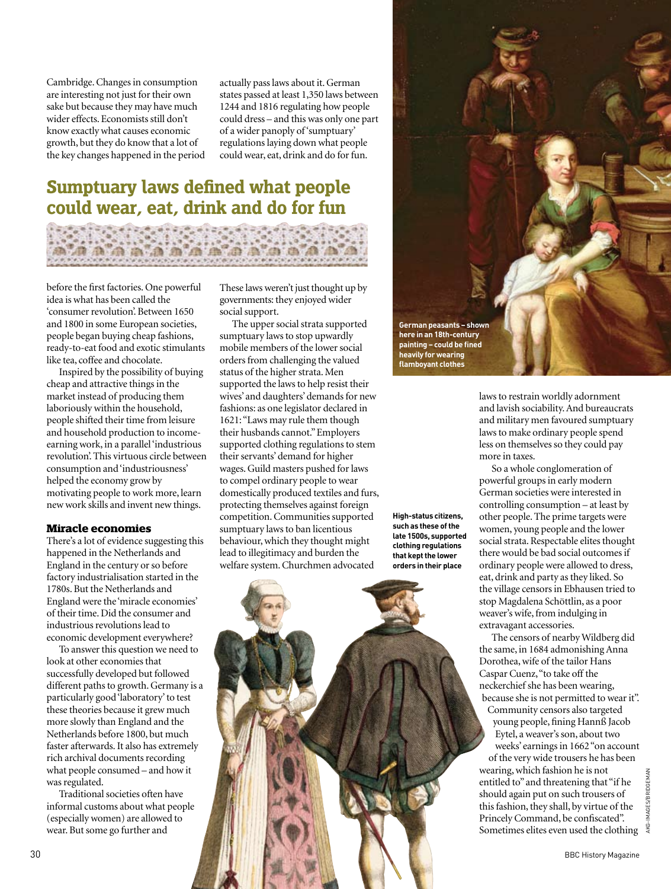Cambridge. Changes in consumption are interesting not just for their own sake but because they may have much wider effects. Economists still don't know exactly what causes economic growth, but they do know that a lot of the key changes happened in the period before the first factories. One powerful idea is what has been called the 'consumer revolution'. Between 1650 and 1800 in some European societies, people began buying cheap fashions, ready-to-eat food and exotic stimulants like tea, coffee and chocolate.

Inspired by the possibility of buying cheap and attractive things in the market instead of producing them laboriously within the household, people shifted their time from leisure and household production to income-earning work, in a parallel 'industrious revolution'. This virtuous circle between consumption and 'industriousness' helped the economy grow by motivating people to work more, learn new work skills and invent new things.

## Miracle economies

There's a lot of evidence suggesting this happened in the Netherlands and England in the century or so before factory industrialisation started in the 1780s. But the Netherlands and England were the 'miracle economies' of their time. Did the consumer and industrious revolutions lead to economic development everywhere?

To answer this question we need to look at other economies that successfully developed but followed different paths to growth. Germany is a particularly good 'laboratory' to test these theories because it grew much more slowly than England and the Netherlands before 1800, but much faster afterwards. It also has extremely rich archival documents recording what people consumed – and how it was regulated.

Traditional societies often have informal customs about what people (especially women) are allowed to wear. But some go further and actually pass laws about it. German states passed at least 1,350 laws between 1244 and 1816 regulating how people could dress – and this was only one part of a wider panoply of 'sumptuary' regulations laying down what people could wear, eat, drink and do for fun.

## Sumptuary laws defined what people could wear, eat, drink and do for fun

These laws weren't just thought up by governments: they enjoyed wider social support.

The upper social strata supported sumptuary laws to stop upwardly mobile members of the lower social orders from challenging the valued status of the higher strata. Men supported the laws to help resist their wives' and daughters' demands for new fashions: as one legislator declared in 1621: "Laws may rule them though their husbands cannot." Employers supported clothing regulations to stem their servants' demand for higher wages. Guild masters pushed for laws to compel ordinary people to wear domestically produced textiles and furs, protecting themselves against foreign competition. Communities supported sumptuary laws to ban licentious behaviour, which they thought might lead to illegitimacy and burden the welfare system. Churchmen advocated laws to restrain worldly adornment and lavish sociability. And bureaucrats and military men favoured sumptuary laws to make ordinary people spend less on themselves so they could pay more in taxes.

So a whole conglomeration of powerful groups in early modern German societies were interested in controlling consumption – at least by other people. The prime targets were women, young people and the lower social strata. Respectable elites thought there would be bad social outcomes if ordinary people were allowed to dress, eat, drink and party as they liked. So the village censors in Ebhausen tried to stop Magdalena Schöttlin, as a poor weaver's wife, from indulging in extravagant accessories.

The censors of nearby Wildberg did the same, in 1684 admonishing Anna Dorothea, wife of the tailor Hans Caspar Cuenz, "to take off the neckerchief she has been wearing, because she is not permitted to wear it". Community censors also targeted young people, fining Hannß Jacob Eytel, a weaver's son, about two weeks' earnings in 1662 "on account of the very wide trousers he has been wearing, which fashion he is not entitled to" and threatening that "if he should again put on such trousers of this fashion, they shall, by virtue of the Princely Command, be confiscated". Sometimes elites even used the clothing

German peasants – shown here in an 18th-century painting – could be fined heavily for wearing flamboyant clothes

High-status citizens, such as these of the late 1500s, supported clothing regulations that kept the lower orders in their place

AKG-IMAGES/BRIDGEMAN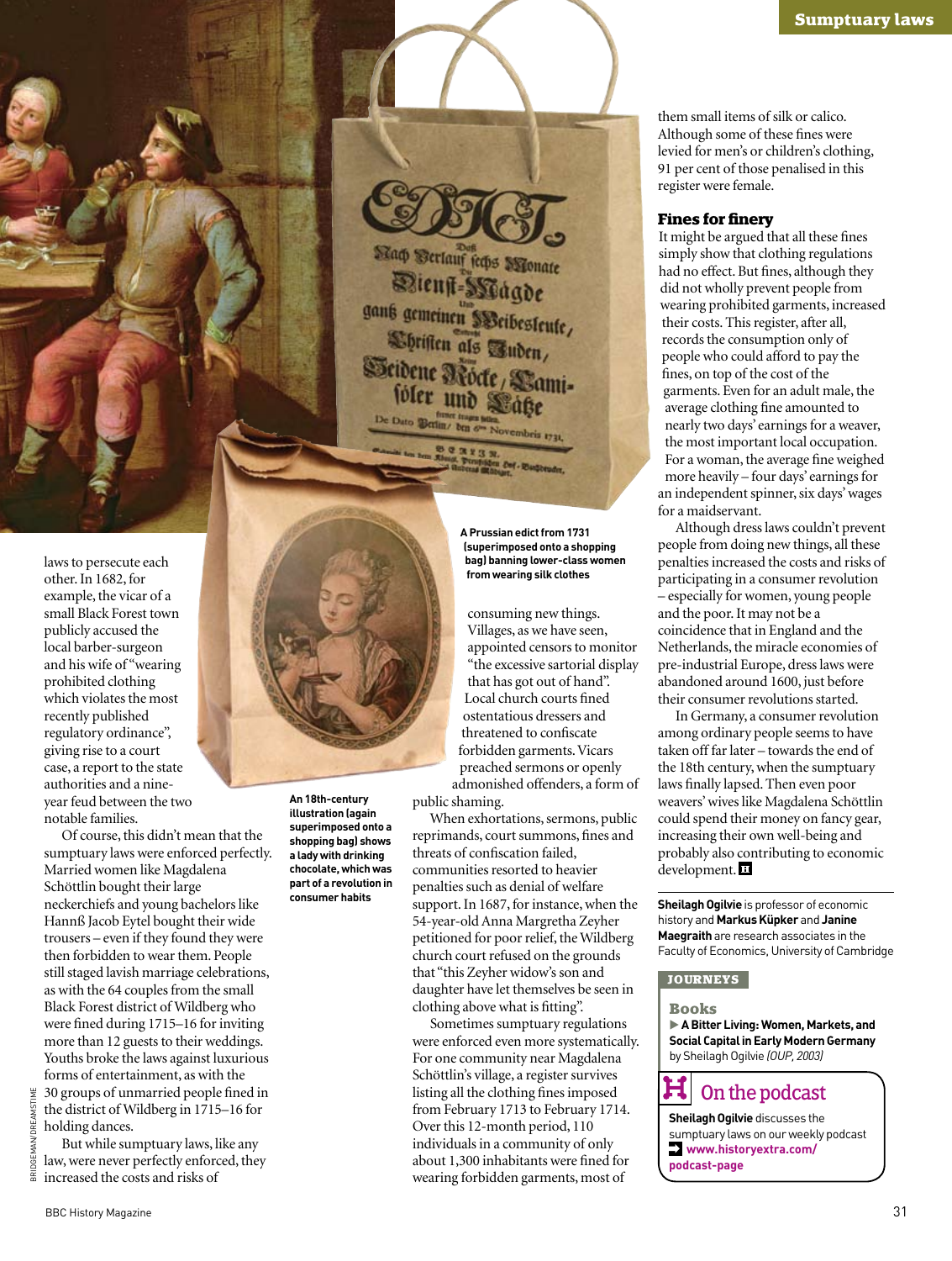laws to persecute each other. In 1682, for example, the vicar of a small Black Forest town publicly accused the local barber-surgeon and his wife of "wearing prohibited clothing which violates the most recently published regulatory ordinance", giving rise to a court case, a report to the state authorities and a nine-year feud between the two notable families.

Of course, this didn't mean that the sumptuary laws were enforced perfectly. Married women like Magdalena Schöttlin bought their large neckerchiefs and young bachelors like Hannß Jacob Eytel bought their wide trousers – even if they found they were then forbidden to wear them. People still staged lavish marriage celebrations, as with the 64 couples from the small Black Forest district of Wildberg who were fined during 1715–16 for inviting more than 12 guests to their weddings. Youths broke the laws against luxurious forms of entertainment, as with the 30 groups of unmarried people fined in the district of Wildberg in 1715–16 for holding dances.

But while sumptuary laws, like any law, were never perfectly enforced, they increased the costs and risks of consuming new things. Villages, as we have seen, appointed censors to monitor "the excessive sartorial display that has got out of hand". Local church courts fined ostentatious dressers and threatened to confiscate forbidden garments. Vicars preached sermons or openly admonished offenders, a form of public shaming.

When exhortations, sermons, public reprimands, court summons, fines and threats of confiscation failed, communities resorted to heavier penalties such as denial of welfare support. In 1687, for instance, when the 54-year-old Anna Margretha Zeyher petitioned for poor relief, the Wildberg church court refused on the grounds that "this Zeyher widow's son and daughter have let themselves be seen in clothing above what is fitting".

Sometimes sumptuary regulations were enforced even more systematically. For one community near Magdalena Schöttlin's village, a register survives listing all the clothing fines imposed from February 1713 to February 1714. Over this 12-month period, 110 individuals in a community of only about 1,300 inhabitants were fined for wearing forbidden garments, most of them small items of silk or calico. Although some of these fines were levied for men's or children's clothing, 91 per cent of those penalised in this register were female.

**A Prussian edict from 1731 (superimposed onto a shopping bag) banning lower-class women from wearing silk clothes**

**An 18th-century illustration (again superimposed onto a shopping bag) shows a lady with drinking chocolate, which was part of a revolution in consumer habits**

## Fines for finery

It might be argued that all these fines simply show that clothing regulations had no effect. But fines, although they did not wholly prevent people from wearing prohibited garments, increased their costs. This register, after all, records the consumption only of people who could afford to pay the fines, on top of the cost of the garments. Even for an adult male, the average clothing fine amounted to nearly two days' earnings for a weaver, the most important local occupation. For a woman, the average fine weighed more heavily – four days' earnings for an independent spinner, six days' wages for a maidservant.

Although dress laws couldn't prevent people from doing new things, all these penalties increased the costs and risks of participating in a consumer revolution – especially for women, young people and the poor. It may not be a coincidence that in England and the Netherlands, the miracle economies of pre-industrial Europe, dress laws were abandoned around 1600, just before their consumer revolutions started.

In Germany, a consumer revolution among ordinary people seems to have taken off far later – towards the end of the 18th century, when the sumptuary laws finally lapsed. Then even poor weavers' wives like Magdalena Schöttlin could spend their money on fancy gear, increasing their own well-being and probably also contributing to economic development.

**Sheilagh Ogilvie** is professor of economic history and **Markus Küpker** and **Janine Maegraith** are research associates in the Faculty of Economics, University of Cambridge

### JOURNEYS

**Books**

▶ **A Bitter Living: Women, Markets, and Social Capital in Early Modern Germany** by Sheilagh Ogilvie *(OUP, 2003)*

**On the podcast**

**Sheilagh Ogilvie** discusses the sumptuary laws on our weekly podcast **www.historyextra.com/podcast-page**